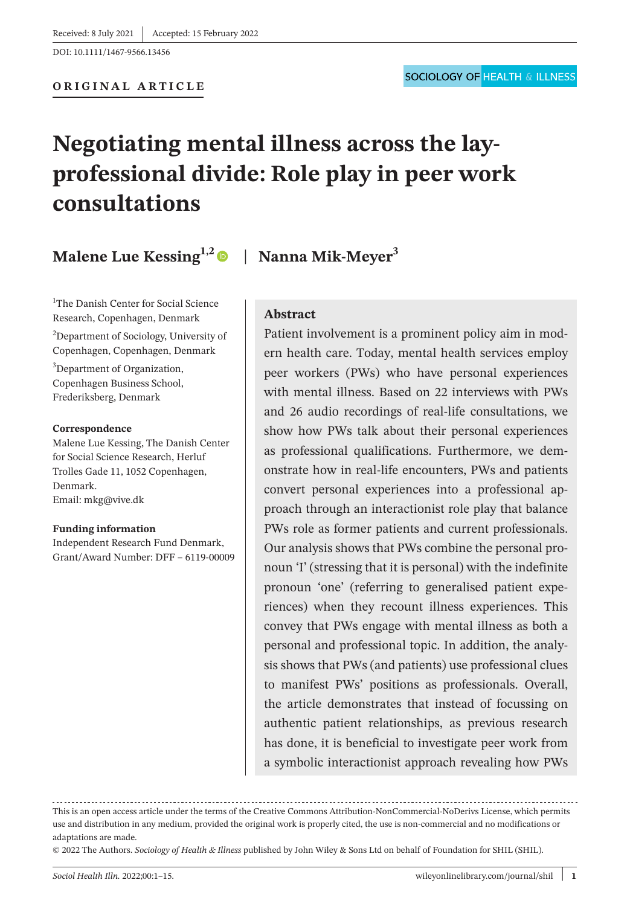Received: 8 July 2021 | Accepted: 15 February 2022

DOI: 10.1111/1467-9566.13456

**ORIGINAL ARTICLE**

SOCIOLOGY OF HEALTH & ILLNESS

# Negotiating mental illness across the lay-professional divide: Role play in peer work consultations

**Malene Lue Kessing**[1,2] | **Nanna Mik-Meyer**[3]

[1]The Danish Center for Social Science Research, Copenhagen, Denmark

[2]Department of Sociology, University of Copenhagen, Copenhagen, Denmark

[3]Department of Organization, Copenhagen Business School, Frederiksberg, Denmark

**Correspondence**
Malene Lue Kessing, The Danish Center for Social Science Research, Herluf Trolles Gade 11, 1052 Copenhagen, Denmark.
Email: mkg@vive.dk

**Funding information**
Independent Research Fund Denmark, Grant/Award Number: DFF – 6119-00009

## Abstract

Patient involvement is a prominent policy aim in modern health care. Today, mental health services employ peer workers (PWs) who have personal experiences with mental illness. Based on 22 interviews with PWs and 26 audio recordings of real-life consultations, we show how PWs talk about their personal experiences as professional qualifications. Furthermore, we demonstrate how in real-life encounters, PWs and patients convert personal experiences into a professional approach through an interactionist role play that balance PWs role as former patients and current professionals. Our analysis shows that PWs combine the personal pronoun 'I' (stressing that it is personal) with the indefinite pronoun 'one' (referring to generalised patient experiences) when they recount illness experiences. This convey that PWs engage with mental illness as both a personal and professional topic. In addition, the analysis shows that PWs (and patients) use professional clues to manifest PWs' positions as professionals. Overall, the article demonstrates that instead of focussing on authentic patient relationships, as previous research has done, it is beneficial to investigate peer work from a symbolic interactionist approach revealing how PWs

This is an open access article under the terms of the Creative Commons Attribution-NonCommercial-NoDerivs License, which permits use and distribution in any medium, provided the original work is properly cited, the use is non-commercial and no modifications or adaptations are made.

© 2022 The Authors. *Sociology of Health & Illness* published by John Wiley & Sons Ltd on behalf of Foundation for SHIL (SHIL).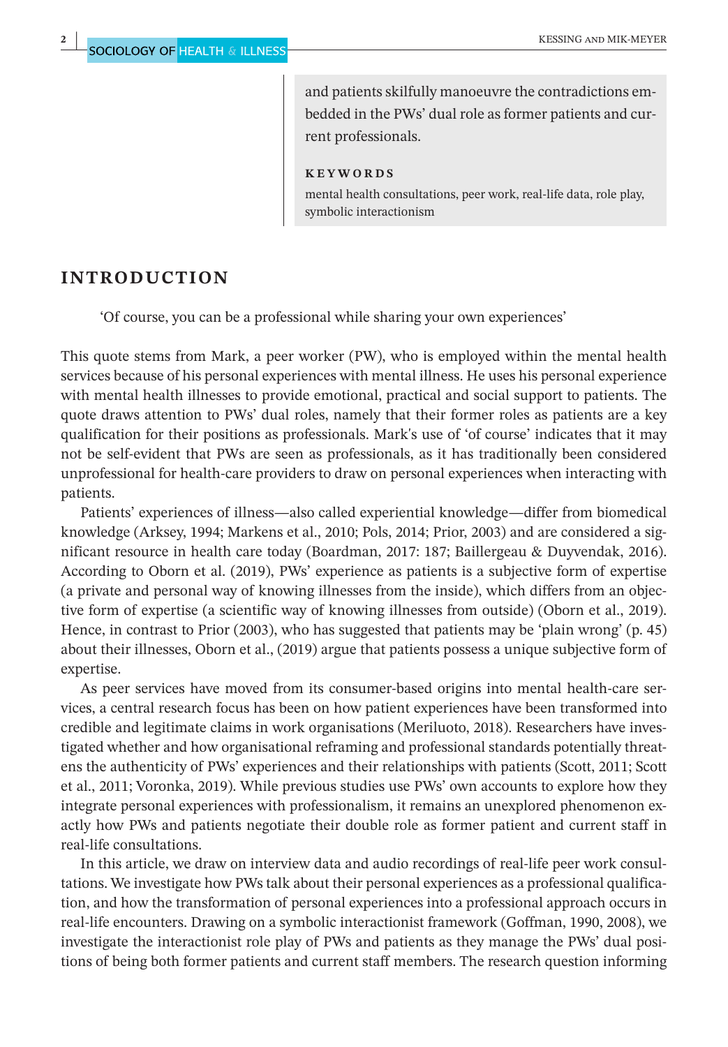and patients skilfully manoeuvre the contradictions embedded in the PWs' dual role as former patients and current professionals.

**KEYWORDS**

mental health consultations, peer work, real-life data, role play, symbolic interactionism

## INTRODUCTION

> 'Of course, you can be a professional while sharing your own experiences'

This quote stems from Mark, a peer worker (PW), who is employed within the mental health services because of his personal experiences with mental illness. He uses his personal experience with mental health illnesses to provide emotional, practical and social support to patients. The quote draws attention to PWs' dual roles, namely that their former roles as patients are a key qualification for their positions as professionals. Mark's use of 'of course' indicates that it may not be self-evident that PWs are seen as professionals, as it has traditionally been considered unprofessional for health-care providers to draw on personal experiences when interacting with patients.

Patients' experiences of illness—also called experiential knowledge—differ from biomedical knowledge (Arksey, 1994; Markens et al., 2010; Pols, 2014; Prior, 2003) and are considered a significant resource in health care today (Boardman, 2017: 187; Baillergeau & Duyvendak, 2016). According to Oborn et al. (2019), PWs' experience as patients is a subjective form of expertise (a private and personal way of knowing illnesses from the inside), which differs from an objective form of expertise (a scientific way of knowing illnesses from outside) (Oborn et al., 2019). Hence, in contrast to Prior (2003), who has suggested that patients may be 'plain wrong' (p. 45) about their illnesses, Oborn et al., (2019) argue that patients possess a unique subjective form of expertise.

As peer services have moved from its consumer-based origins into mental health-care services, a central research focus has been on how patient experiences have been transformed into credible and legitimate claims in work organisations (Meriluoto, 2018). Researchers have investigated whether and how organisational reframing and professional standards potentially threatens the authenticity of PWs' experiences and their relationships with patients (Scott, 2011; Scott et al., 2011; Voronka, 2019). While previous studies use PWs' own accounts to explore how they integrate personal experiences with professionalism, it remains an unexplored phenomenon exactly how PWs and patients negotiate their double role as former patient and current staff in real-life consultations.

In this article, we draw on interview data and audio recordings of real-life peer work consultations. We investigate how PWs talk about their personal experiences as a professional qualification, and how the transformation of personal experiences into a professional approach occurs in real-life encounters. Drawing on a symbolic interactionist framework (Goffman, 1990, 2008), we investigate the interactionist role play of PWs and patients as they manage the PWs' dual positions of being both former patients and current staff members. The research question informing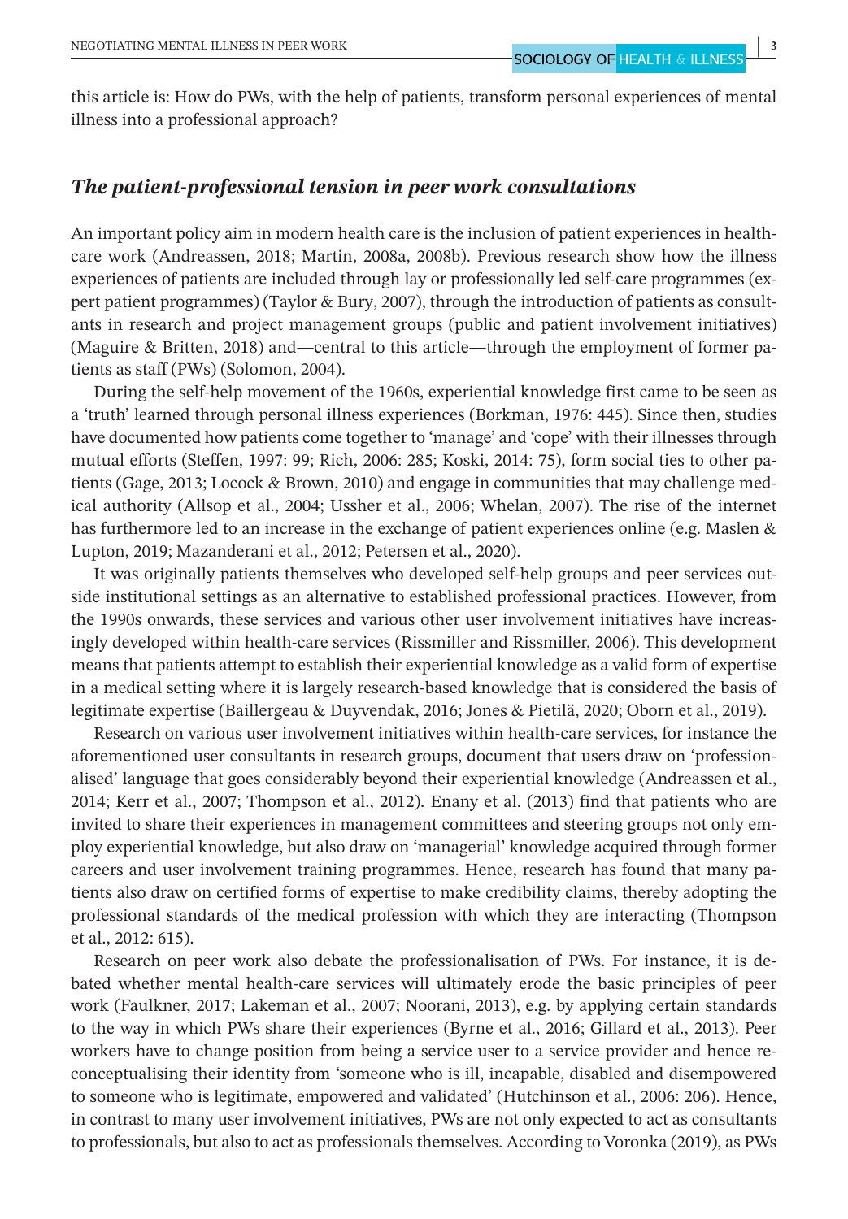this article is: How do PWs, with the help of patients, transform personal experiences of mental illness into a professional approach?

## *The patient-professional tension in peer work consultations*

An important policy aim in modern health care is the inclusion of patient experiences in health-care work (Andreassen, 2018; Martin, 2008a, 2008b). Previous research show how the illness experiences of patients are included through lay or professionally led self-care programmes (expert patient programmes) (Taylor & Bury, 2007), through the introduction of patients as consultants in research and project management groups (public and patient involvement initiatives) (Maguire & Britten, 2018) and—central to this article—through the employment of former patients as staff (PWs) (Solomon, 2004).

During the self-help movement of the 1960s, experiential knowledge first came to be seen as a 'truth' learned through personal illness experiences (Borkman, 1976: 445). Since then, studies have documented how patients come together to 'manage' and 'cope' with their illnesses through mutual efforts (Steffen, 1997: 99; Rich, 2006: 285; Koski, 2014: 75), form social ties to other patients (Gage, 2013; Locock & Brown, 2010) and engage in communities that may challenge medical authority (Allsop et al., 2004; Ussher et al., 2006; Whelan, 2007). The rise of the internet has furthermore led to an increase in the exchange of patient experiences online (e.g. Maslen & Lupton, 2019; Mazanderani et al., 2012; Petersen et al., 2020).

It was originally patients themselves who developed self-help groups and peer services outside institutional settings as an alternative to established professional practices. However, from the 1990s onwards, these services and various other user involvement initiatives have increasingly developed within health-care services (Rissmiller and Rissmiller, 2006). This development means that patients attempt to establish their experiential knowledge as a valid form of expertise in a medical setting where it is largely research-based knowledge that is considered the basis of legitimate expertise (Baillergeau & Duyvendak, 2016; Jones & Pietilä, 2020; Oborn et al., 2019).

Research on various user involvement initiatives within health-care services, for instance the aforementioned user consultants in research groups, document that users draw on 'professionalised' language that goes considerably beyond their experiential knowledge (Andreassen et al., 2014; Kerr et al., 2007; Thompson et al., 2012). Enany et al. (2013) find that patients who are invited to share their experiences in management committees and steering groups not only employ experiential knowledge, but also draw on 'managerial' knowledge acquired through former careers and user involvement training programmes. Hence, research has found that many patients also draw on certified forms of expertise to make credibility claims, thereby adopting the professional standards of the medical profession with which they are interacting (Thompson et al., 2012: 615).

Research on peer work also debate the professionalisation of PWs. For instance, it is debated whether mental health-care services will ultimately erode the basic principles of peer work (Faulkner, 2017; Lakeman et al., 2007; Noorani, 2013), e.g. by applying certain standards to the way in which PWs share their experiences (Byrne et al., 2016; Gillard et al., 2013). Peer workers have to change position from being a service user to a service provider and hence reconceptualising their identity from 'someone who is ill, incapable, disabled and disempowered to someone who is legitimate, empowered and validated' (Hutchinson et al., 2006: 206). Hence, in contrast to many user involvement initiatives, PWs are not only expected to act as consultants to professionals, but also to act as professionals themselves. According to Voronka (2019), as PWs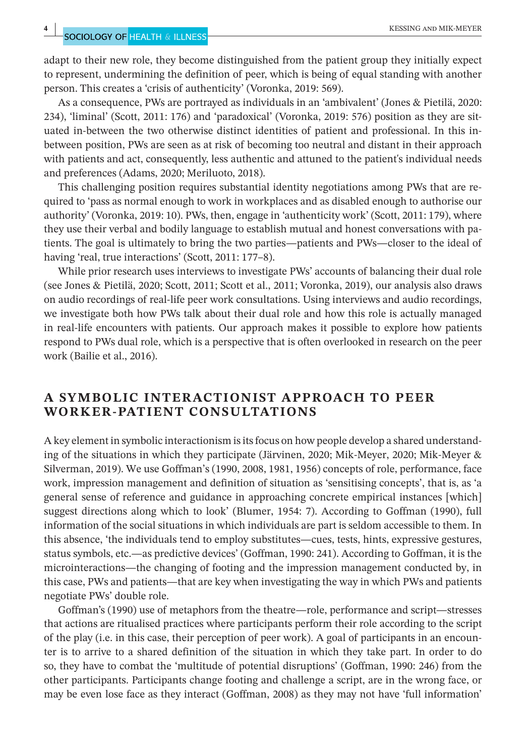adapt to their new role, they become distinguished from the patient group they initially expect to represent, undermining the definition of peer, which is being of equal standing with another person. This creates a 'crisis of authenticity' (Voronka, 2019: 569).

As a consequence, PWs are portrayed as individuals in an 'ambivalent' (Jones & Pietilä, 2020: 234), 'liminal' (Scott, 2011: 176) and 'paradoxical' (Voronka, 2019: 576) position as they are situated in-between the two otherwise distinct identities of patient and professional. In this in-between position, PWs are seen as at risk of becoming too neutral and distant in their approach with patients and act, consequently, less authentic and attuned to the patient's individual needs and preferences (Adams, 2020; Meriluoto, 2018).

This challenging position requires substantial identity negotiations among PWs that are required to 'pass as normal enough to work in workplaces and as disabled enough to authorise our authority' (Voronka, 2019: 10). PWs, then, engage in 'authenticity work' (Scott, 2011: 179), where they use their verbal and bodily language to establish mutual and honest conversations with patients. The goal is ultimately to bring the two parties—patients and PWs—closer to the ideal of having 'real, true interactions' (Scott, 2011: 177–8).

While prior research uses interviews to investigate PWs' accounts of balancing their dual role (see Jones & Pietilä, 2020; Scott, 2011; Scott et al., 2011; Voronka, 2019), our analysis also draws on audio recordings of real-life peer work consultations. Using interviews and audio recordings, we investigate both how PWs talk about their dual role and how this role is actually managed in real-life encounters with patients. Our approach makes it possible to explore how patients respond to PWs dual role, which is a perspective that is often overlooked in research on the peer work (Bailie et al., 2016).

## A SYMBOLIC INTERACTIONIST APPROACH TO PEER WORKER-PATIENT CONSULTATIONS

A key element in symbolic interactionism is its focus on how people develop a shared understanding of the situations in which they participate (Järvinen, 2020; Mik-Meyer, 2020; Mik-Meyer & Silverman, 2019). We use Goffman's (1990, 2008, 1981, 1956) concepts of role, performance, face work, impression management and definition of situation as 'sensitising concepts', that is, as 'a general sense of reference and guidance in approaching concrete empirical instances [which] suggest directions along which to look' (Blumer, 1954: 7). According to Goffman (1990), full information of the social situations in which individuals are part is seldom accessible to them. In this absence, 'the individuals tend to employ substitutes—cues, tests, hints, expressive gestures, status symbols, etc.—as predictive devices' (Goffman, 1990: 241). According to Goffman, it is the microinteractions—the changing of footing and the impression management conducted by, in this case, PWs and patients—that are key when investigating the way in which PWs and patients negotiate PWs' double role.

Goffman's (1990) use of metaphors from the theatre—role, performance and script—stresses that actions are ritualised practices where participants perform their role according to the script of the play (i.e. in this case, their perception of peer work). A goal of participants in an encounter is to arrive to a shared definition of the situation in which they take part. In order to do so, they have to combat the 'multitude of potential disruptions' (Goffman, 1990: 246) from the other participants. Participants change footing and challenge a script, are in the wrong face, or may be even lose face as they interact (Goffman, 2008) as they may not have 'full information'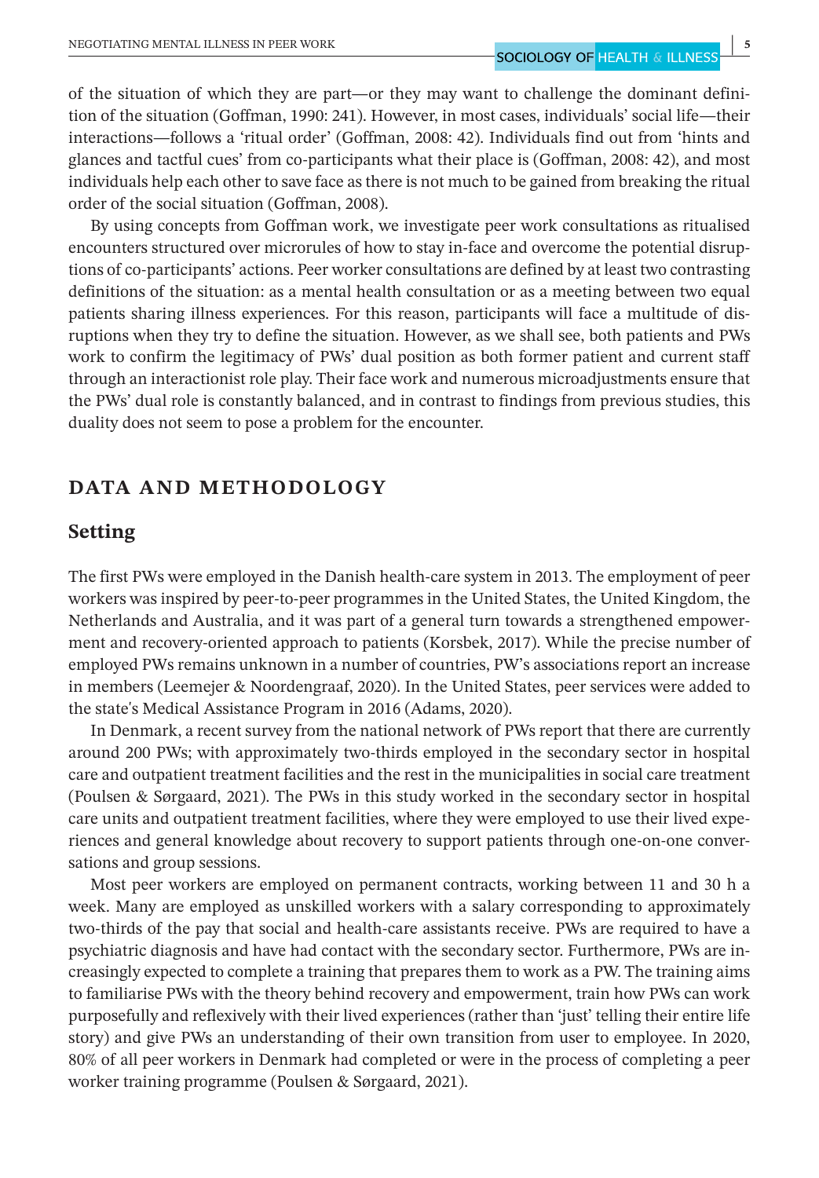of the situation of which they are part—or they may want to challenge the dominant definition of the situation (Goffman, 1990: 241). However, in most cases, individuals' social life—their interactions—follows a 'ritual order' (Goffman, 2008: 42). Individuals find out from 'hints and glances and tactful cues' from co-participants what their place is (Goffman, 2008: 42), and most individuals help each other to save face as there is not much to be gained from breaking the ritual order of the social situation (Goffman, 2008).

By using concepts from Goffman work, we investigate peer work consultations as ritualised encounters structured over microrules of how to stay in-face and overcome the potential disruptions of co-participants' actions. Peer worker consultations are defined by at least two contrasting definitions of the situation: as a mental health consultation or as a meeting between two equal patients sharing illness experiences. For this reason, participants will face a multitude of disruptions when they try to define the situation. However, as we shall see, both patients and PWs work to confirm the legitimacy of PWs' dual position as both former patient and current staff through an interactionist role play. Their face work and numerous microadjustments ensure that the PWs' dual role is constantly balanced, and in contrast to findings from previous studies, this duality does not seem to pose a problem for the encounter.

## DATA AND METHODOLOGY

### Setting

The first PWs were employed in the Danish health-care system in 2013. The employment of peer workers was inspired by peer-to-peer programmes in the United States, the United Kingdom, the Netherlands and Australia, and it was part of a general turn towards a strengthened empowerment and recovery-oriented approach to patients (Korsbek, 2017). While the precise number of employed PWs remains unknown in a number of countries, PW's associations report an increase in members (Leemejer & Noordengraaf, 2020). In the United States, peer services were added to the state's Medical Assistance Program in 2016 (Adams, 2020).

In Denmark, a recent survey from the national network of PWs report that there are currently around 200 PWs; with approximately two-thirds employed in the secondary sector in hospital care and outpatient treatment facilities and the rest in the municipalities in social care treatment (Poulsen & Sørgaard, 2021). The PWs in this study worked in the secondary sector in hospital care units and outpatient treatment facilities, where they were employed to use their lived experiences and general knowledge about recovery to support patients through one-on-one conversations and group sessions.

Most peer workers are employed on permanent contracts, working between 11 and 30 h a week. Many are employed as unskilled workers with a salary corresponding to approximately two-thirds of the pay that social and health-care assistants receive. PWs are required to have a psychiatric diagnosis and have had contact with the secondary sector. Furthermore, PWs are increasingly expected to complete a training that prepares them to work as a PW. The training aims to familiarise PWs with the theory behind recovery and empowerment, train how PWs can work purposefully and reflexively with their lived experiences (rather than 'just' telling their entire life story) and give PWs an understanding of their own transition from user to employee. In 2020, 80% of all peer workers in Denmark had completed or were in the process of completing a peer worker training programme (Poulsen & Sørgaard, 2021).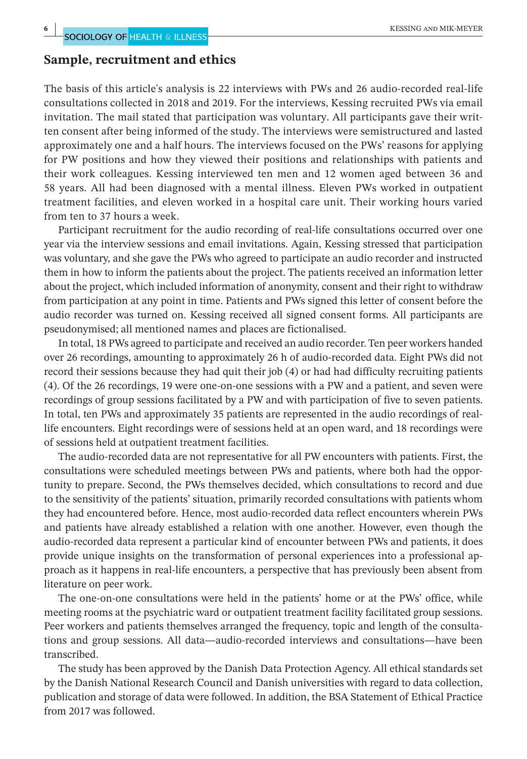## Sample, recruitment and ethics

The basis of this article's analysis is 22 interviews with PWs and 26 audio-recorded real-life consultations collected in 2018 and 2019. For the interviews, Kessing recruited PWs via email invitation. The mail stated that participation was voluntary. All participants gave their written consent after being informed of the study. The interviews were semistructured and lasted approximately one and a half hours. The interviews focused on the PWs' reasons for applying for PW positions and how they viewed their positions and relationships with patients and their work colleagues. Kessing interviewed ten men and 12 women aged between 36 and 58 years. All had been diagnosed with a mental illness. Eleven PWs worked in outpatient treatment facilities, and eleven worked in a hospital care unit. Their working hours varied from ten to 37 hours a week.

Participant recruitment for the audio recording of real-life consultations occurred over one year via the interview sessions and email invitations. Again, Kessing stressed that participation was voluntary, and she gave the PWs who agreed to participate an audio recorder and instructed them in how to inform the patients about the project. The patients received an information letter about the project, which included information of anonymity, consent and their right to withdraw from participation at any point in time. Patients and PWs signed this letter of consent before the audio recorder was turned on. Kessing received all signed consent forms. All participants are pseudonymised; all mentioned names and places are fictionalised.

In total, 18 PWs agreed to participate and received an audio recorder. Ten peer workers handed over 26 recordings, amounting to approximately 26 h of audio-recorded data. Eight PWs did not record their sessions because they had quit their job (4) or had had difficulty recruiting patients (4). Of the 26 recordings, 19 were one-on-one sessions with a PW and a patient, and seven were recordings of group sessions facilitated by a PW and with participation of five to seven patients. In total, ten PWs and approximately 35 patients are represented in the audio recordings of real-life encounters. Eight recordings were of sessions held at an open ward, and 18 recordings were of sessions held at outpatient treatment facilities.

The audio-recorded data are not representative for all PW encounters with patients. First, the consultations were scheduled meetings between PWs and patients, where both had the opportunity to prepare. Second, the PWs themselves decided, which consultations to record and due to the sensitivity of the patients' situation, primarily recorded consultations with patients whom they had encountered before. Hence, most audio-recorded data reflect encounters wherein PWs and patients have already established a relation with one another. However, even though the audio-recorded data represent a particular kind of encounter between PWs and patients, it does provide unique insights on the transformation of personal experiences into a professional approach as it happens in real-life encounters, a perspective that has previously been absent from literature on peer work.

The one-on-one consultations were held in the patients' home or at the PWs' office, while meeting rooms at the psychiatric ward or outpatient treatment facility facilitated group sessions. Peer workers and patients themselves arranged the frequency, topic and length of the consultations and group sessions. All data—audio-recorded interviews and consultations—have been transcribed.

The study has been approved by the Danish Data Protection Agency. All ethical standards set by the Danish National Research Council and Danish universities with regard to data collection, publication and storage of data were followed. In addition, the BSA Statement of Ethical Practice from 2017 was followed.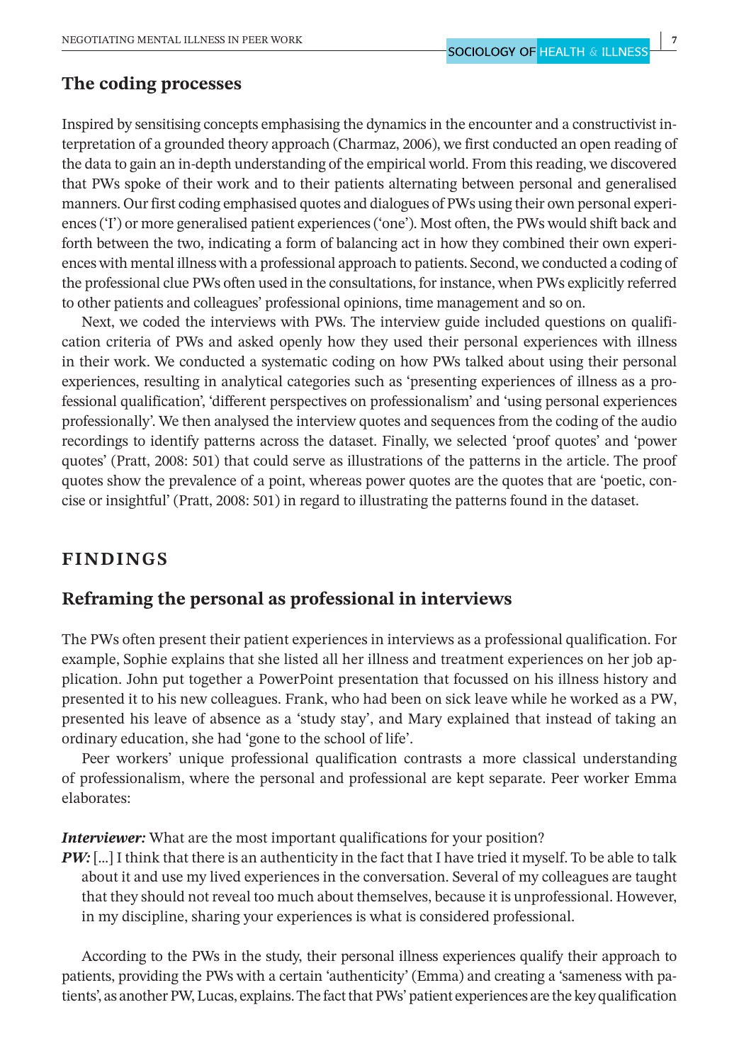## The coding processes

Inspired by sensitising concepts emphasising the dynamics in the encounter and a constructivist interpretation of a grounded theory approach (Charmaz, 2006), we first conducted an open reading of the data to gain an in-depth understanding of the empirical world. From this reading, we discovered that PWs spoke of their work and to their patients alternating between personal and generalised manners. Our first coding emphasised quotes and dialogues of PWs using their own personal experiences ('I') or more generalised patient experiences ('one'). Most often, the PWs would shift back and forth between the two, indicating a form of balancing act in how they combined their own experiences with mental illness with a professional approach to patients. Second, we conducted a coding of the professional clue PWs often used in the consultations, for instance, when PWs explicitly referred to other patients and colleagues' professional opinions, time management and so on.

Next, we coded the interviews with PWs. The interview guide included questions on qualification criteria of PWs and asked openly how they used their personal experiences with illness in their work. We conducted a systematic coding on how PWs talked about using their personal experiences, resulting in analytical categories such as 'presenting experiences of illness as a professional qualification', 'different perspectives on professionalism' and 'using personal experiences professionally'. We then analysed the interview quotes and sequences from the coding of the audio recordings to identify patterns across the dataset. Finally, we selected 'proof quotes' and 'power quotes' (Pratt, 2008: 501) that could serve as illustrations of the patterns in the article. The proof quotes show the prevalence of a point, whereas power quotes are the quotes that are 'poetic, concise or insightful' (Pratt, 2008: 501) in regard to illustrating the patterns found in the dataset.

# FINDINGS

## Reframing the personal as professional in interviews

The PWs often present their patient experiences in interviews as a professional qualification. For example, Sophie explains that she listed all her illness and treatment experiences on her job application. John put together a PowerPoint presentation that focussed on his illness history and presented it to his new colleagues. Frank, who had been on sick leave while he worked as a PW, presented his leave of absence as a 'study stay', and Mary explained that instead of taking an ordinary education, she had 'gone to the school of life'.

Peer workers' unique professional qualification contrasts a more classical understanding of professionalism, where the personal and professional are kept separate. Peer worker Emma elaborates:

***Interviewer:*** What are the most important qualifications for your position?

***PW:*** [...] I think that there is an authenticity in the fact that I have tried it myself. To be able to talk about it and use my lived experiences in the conversation. Several of my colleagues are taught that they should not reveal too much about themselves, because it is unprofessional. However, in my discipline, sharing your experiences is what is considered professional.

According to the PWs in the study, their personal illness experiences qualify their approach to patients, providing the PWs with a certain 'authenticity' (Emma) and creating a 'sameness with patients', as another PW, Lucas, explains. The fact that PWs' patient experiences are the key qualification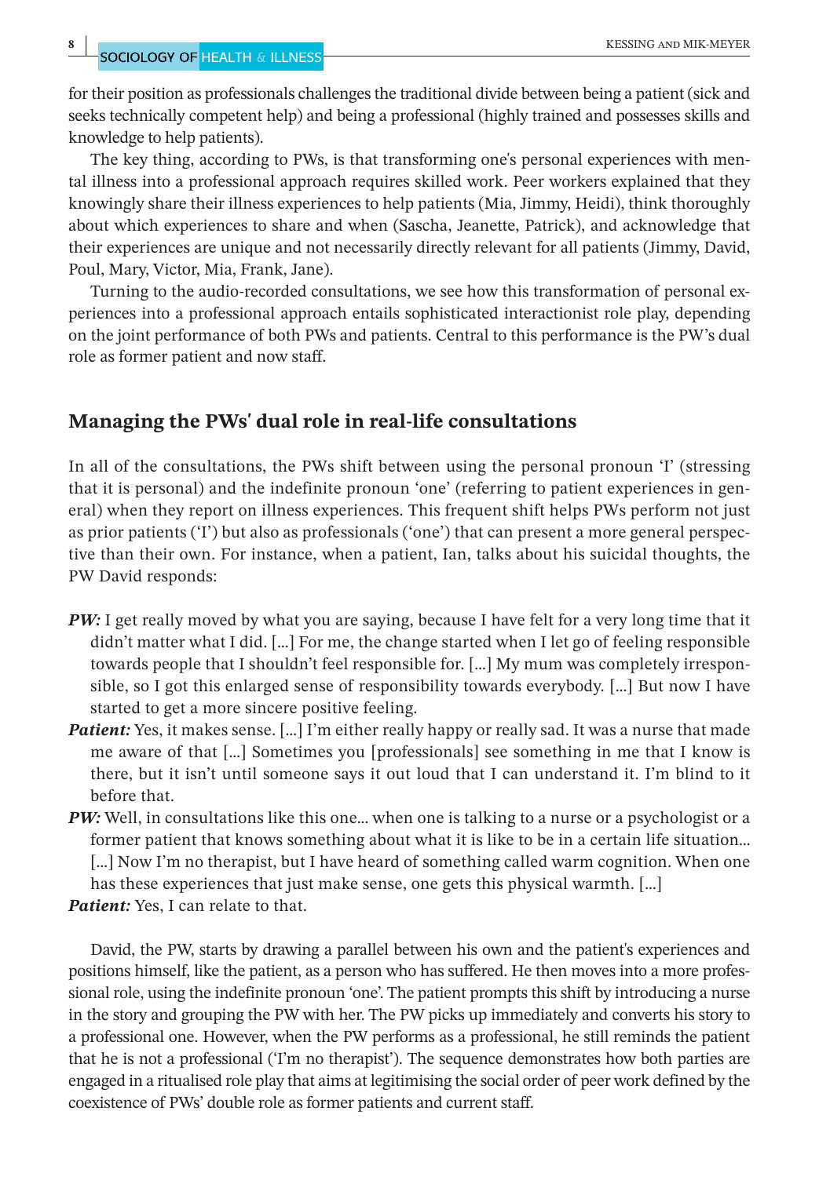for their position as professionals challenges the traditional divide between being a patient (sick and seeks technically competent help) and being a professional (highly trained and possesses skills and knowledge to help patients).

The key thing, according to PWs, is that transforming one's personal experiences with mental illness into a professional approach requires skilled work. Peer workers explained that they knowingly share their illness experiences to help patients (Mia, Jimmy, Heidi), think thoroughly about which experiences to share and when (Sascha, Jeanette, Patrick), and acknowledge that their experiences are unique and not necessarily directly relevant for all patients (Jimmy, David, Poul, Mary, Victor, Mia, Frank, Jane).

Turning to the audio-recorded consultations, we see how this transformation of personal experiences into a professional approach entails sophisticated interactionist role play, depending on the joint performance of both PWs and patients. Central to this performance is the PW's dual role as former patient and now staff.

## Managing the PWs' dual role in real-life consultations

In all of the consultations, the PWs shift between using the personal pronoun 'I' (stressing that it is personal) and the indefinite pronoun 'one' (referring to patient experiences in general) when they report on illness experiences. This frequent shift helps PWs perform not just as prior patients ('I') but also as professionals ('one') that can present a more general perspective than their own. For instance, when a patient, Ian, talks about his suicidal thoughts, the PW David responds:

***PW:*** I get really moved by what you are saying, because I have felt for a very long time that it didn't matter what I did. [...] For me, the change started when I let go of feeling responsible towards people that I shouldn't feel responsible for. [...] My mum was completely irresponsible, so I got this enlarged sense of responsibility towards everybody. [...] But now I have started to get a more sincere positive feeling.

***Patient:*** Yes, it makes sense. [...] I'm either really happy or really sad. It was a nurse that made me aware of that [...] Sometimes you [professionals] see something in me that I know is there, but it isn't until someone says it out loud that I can understand it. I'm blind to it before that.

***PW:*** Well, in consultations like this one... when one is talking to a nurse or a psychologist or a former patient that knows something about what it is like to be in a certain life situation... [...] Now I'm no therapist, but I have heard of something called warm cognition. When one has these experiences that just make sense, one gets this physical warmth. [...]

***Patient:*** Yes, I can relate to that.

David, the PW, starts by drawing a parallel between his own and the patient's experiences and positions himself, like the patient, as a person who has suffered. He then moves into a more professional role, using the indefinite pronoun 'one'. The patient prompts this shift by introducing a nurse in the story and grouping the PW with her. The PW picks up immediately and converts his story to a professional one. However, when the PW performs as a professional, he still reminds the patient that he is not a professional ('I'm no therapist'). The sequence demonstrates how both parties are engaged in a ritualised role play that aims at legitimising the social order of peer work defined by the coexistence of PWs' double role as former patients and current staff.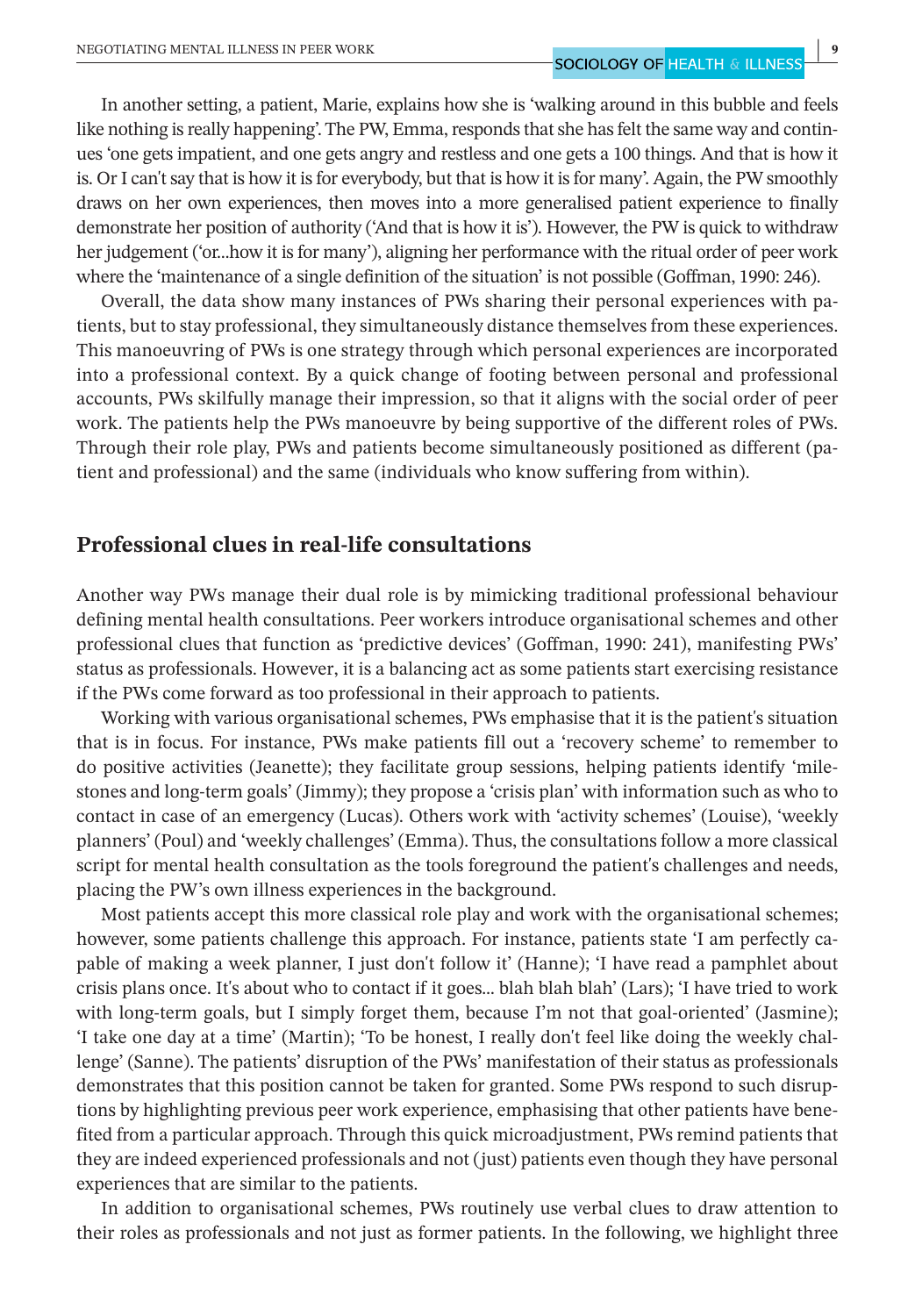In another setting, a patient, Marie, explains how she is 'walking around in this bubble and feels like nothing is really happening'. The PW, Emma, responds that she has felt the same way and continues 'one gets impatient, and one gets angry and restless and one gets a 100 things. And that is how it is. Or I can't say that is how it is for everybody, but that is how it is for many'. Again, the PW smoothly draws on her own experiences, then moves into a more generalised patient experience to finally demonstrate her position of authority ('And that is how it is'). However, the PW is quick to withdraw her judgement ('or...how it is for many'), aligning her performance with the ritual order of peer work where the 'maintenance of a single definition of the situation' is not possible (Goffman, 1990: 246).

Overall, the data show many instances of PWs sharing their personal experiences with patients, but to stay professional, they simultaneously distance themselves from these experiences. This manoeuvring of PWs is one strategy through which personal experiences are incorporated into a professional context. By a quick change of footing between personal and professional accounts, PWs skilfully manage their impression, so that it aligns with the social order of peer work. The patients help the PWs manoeuvre by being supportive of the different roles of PWs. Through their role play, PWs and patients become simultaneously positioned as different (patient and professional) and the same (individuals who know suffering from within).

## Professional clues in real-life consultations

Another way PWs manage their dual role is by mimicking traditional professional behaviour defining mental health consultations. Peer workers introduce organisational schemes and other professional clues that function as 'predictive devices' (Goffman, 1990: 241), manifesting PWs' status as professionals. However, it is a balancing act as some patients start exercising resistance if the PWs come forward as too professional in their approach to patients.

Working with various organisational schemes, PWs emphasise that it is the patient's situation that is in focus. For instance, PWs make patients fill out a 'recovery scheme' to remember to do positive activities (Jeanette); they facilitate group sessions, helping patients identify 'milestones and long-term goals' (Jimmy); they propose a 'crisis plan' with information such as who to contact in case of an emergency (Lucas). Others work with 'activity schemes' (Louise), 'weekly planners' (Poul) and 'weekly challenges' (Emma). Thus, the consultations follow a more classical script for mental health consultation as the tools foreground the patient's challenges and needs, placing the PW's own illness experiences in the background.

Most patients accept this more classical role play and work with the organisational schemes; however, some patients challenge this approach. For instance, patients state 'I am perfectly capable of making a week planner, I just don't follow it' (Hanne); 'I have read a pamphlet about crisis plans once. It's about who to contact if it goes... blah blah blah' (Lars); 'I have tried to work with long-term goals, but I simply forget them, because I'm not that goal-oriented' (Jasmine); 'I take one day at a time' (Martin); 'To be honest, I really don't feel like doing the weekly challenge' (Sanne). The patients' disruption of the PWs' manifestation of their status as professionals demonstrates that this position cannot be taken for granted. Some PWs respond to such disruptions by highlighting previous peer work experience, emphasising that other patients have benefited from a particular approach. Through this quick microadjustment, PWs remind patients that they are indeed experienced professionals and not (just) patients even though they have personal experiences that are similar to the patients.

In addition to organisational schemes, PWs routinely use verbal clues to draw attention to their roles as professionals and not just as former patients. In the following, we highlight three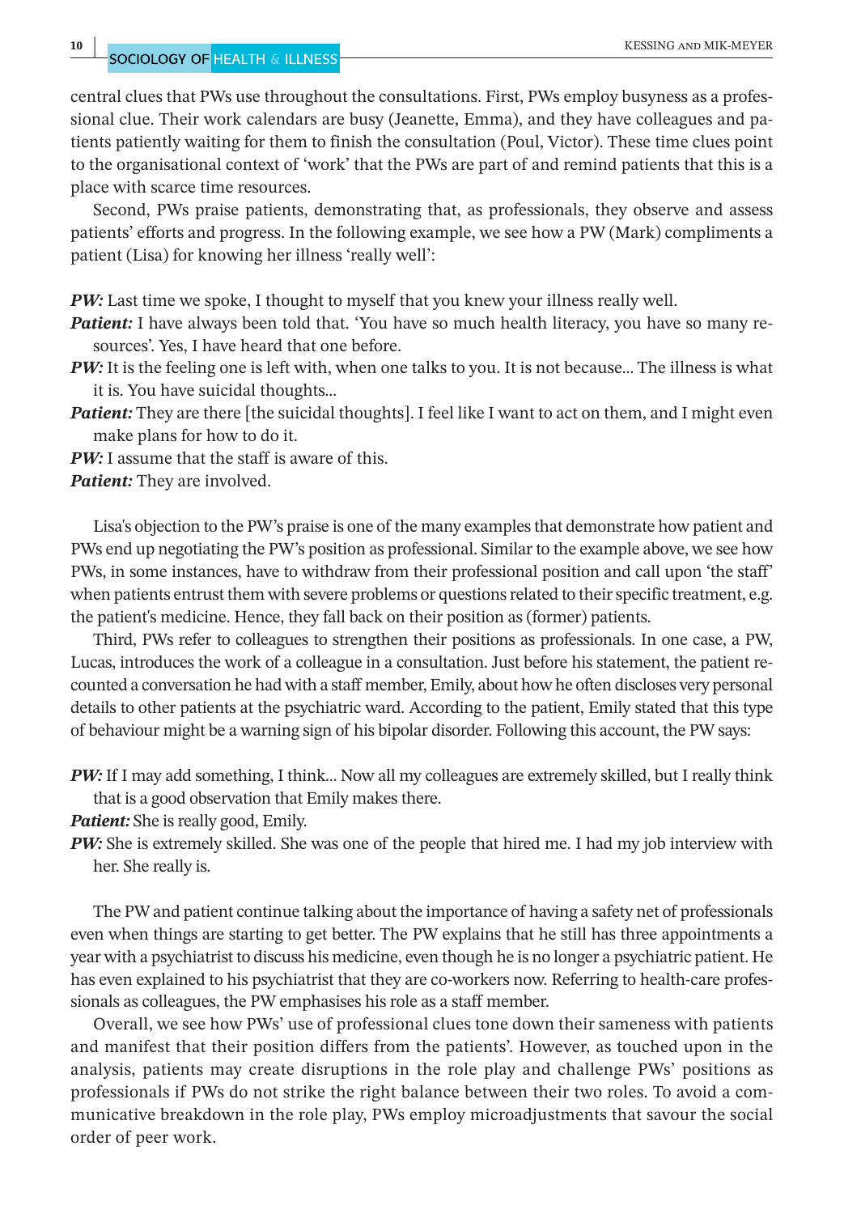central clues that PWs use throughout the consultations. First, PWs employ busyness as a professional clue. Their work calendars are busy (Jeanette, Emma), and they have colleagues and patients patiently waiting for them to finish the consultation (Poul, Victor). These time clues point to the organisational context of 'work' that the PWs are part of and remind patients that this is a place with scarce time resources.

Second, PWs praise patients, demonstrating that, as professionals, they observe and assess patients' efforts and progress. In the following example, we see how a PW (Mark) compliments a patient (Lisa) for knowing her illness 'really well':

***PW:*** Last time we spoke, I thought to myself that you knew your illness really well.

***Patient:*** I have always been told that. 'You have so much health literacy, you have so many resources'. Yes, I have heard that one before.

***PW:*** It is the feeling one is left with, when one talks to you. It is not because… The illness is what it is. You have suicidal thoughts…

***Patient:*** They are there [the suicidal thoughts]. I feel like I want to act on them, and I might even make plans for how to do it.

***PW:*** I assume that the staff is aware of this.

***Patient:*** They are involved.

Lisa's objection to the PW's praise is one of the many examples that demonstrate how patient and PWs end up negotiating the PW's position as professional. Similar to the example above, we see how PWs, in some instances, have to withdraw from their professional position and call upon 'the staff' when patients entrust them with severe problems or questions related to their specific treatment, e.g. the patient's medicine. Hence, they fall back on their position as (former) patients.

Third, PWs refer to colleagues to strengthen their positions as professionals. In one case, a PW, Lucas, introduces the work of a colleague in a consultation. Just before his statement, the patient recounted a conversation he had with a staff member, Emily, about how he often discloses very personal details to other patients at the psychiatric ward. According to the patient, Emily stated that this type of behaviour might be a warning sign of his bipolar disorder. Following this account, the PW says:

***PW:*** If I may add something, I think… Now all my colleagues are extremely skilled, but I really think that is a good observation that Emily makes there.

***Patient:*** She is really good, Emily.

***PW:*** She is extremely skilled. She was one of the people that hired me. I had my job interview with her. She really is.

The PW and patient continue talking about the importance of having a safety net of professionals even when things are starting to get better. The PW explains that he still has three appointments a year with a psychiatrist to discuss his medicine, even though he is no longer a psychiatric patient. He has even explained to his psychiatrist that they are co-workers now. Referring to health-care professionals as colleagues, the PW emphasises his role as a staff member.

Overall, we see how PWs' use of professional clues tone down their sameness with patients and manifest that their position differs from the patients'. However, as touched upon in the analysis, patients may create disruptions in the role play and challenge PWs' positions as professionals if PWs do not strike the right balance between their two roles. To avoid a communicative breakdown in the role play, PWs employ microadjustments that savour the social order of peer work.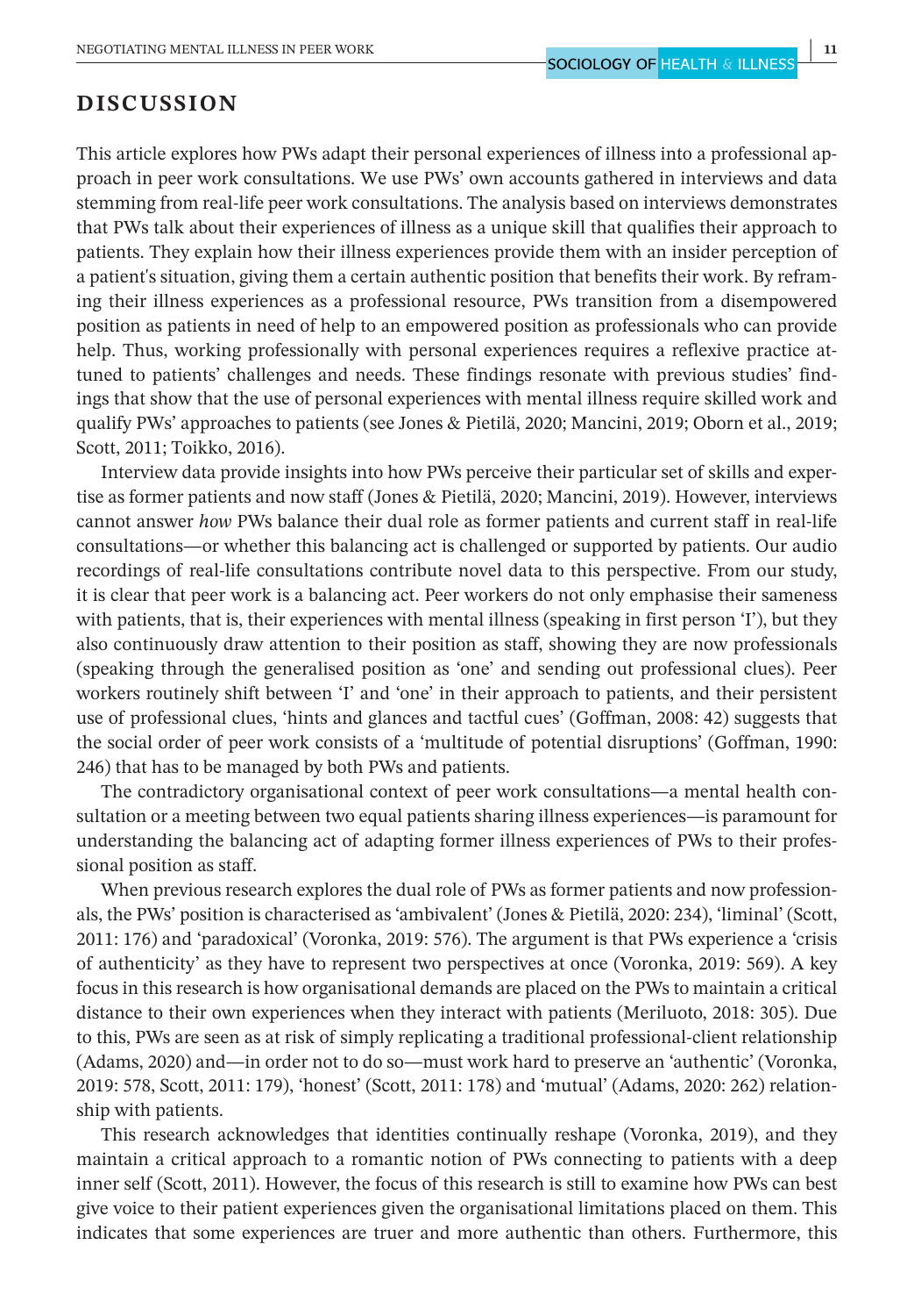## DISCUSSION

This article explores how PWs adapt their personal experiences of illness into a professional approach in peer work consultations. We use PWs' own accounts gathered in interviews and data stemming from real-life peer work consultations. The analysis based on interviews demonstrates that PWs talk about their experiences of illness as a unique skill that qualifies their approach to patients. They explain how their illness experiences provide them with an insider perception of a patient's situation, giving them a certain authentic position that benefits their work. By reframing their illness experiences as a professional resource, PWs transition from a disempowered position as patients in need of help to an empowered position as professionals who can provide help. Thus, working professionally with personal experiences requires a reflexive practice attuned to patients' challenges and needs. These findings resonate with previous studies' findings that show that the use of personal experiences with mental illness require skilled work and qualify PWs' approaches to patients (see Jones & Pietilä, 2020; Mancini, 2019; Oborn et al., 2019; Scott, 2011; Toikko, 2016).

Interview data provide insights into how PWs perceive their particular set of skills and expertise as former patients and now staff (Jones & Pietilä, 2020; Mancini, 2019). However, interviews cannot answer *how* PWs balance their dual role as former patients and current staff in real-life consultations—or whether this balancing act is challenged or supported by patients. Our audio recordings of real-life consultations contribute novel data to this perspective. From our study, it is clear that peer work is a balancing act. Peer workers do not only emphasise their sameness with patients, that is, their experiences with mental illness (speaking in first person 'I'), but they also continuously draw attention to their position as staff, showing they are now professionals (speaking through the generalised position as 'one' and sending out professional clues). Peer workers routinely shift between 'I' and 'one' in their approach to patients, and their persistent use of professional clues, 'hints and glances and tactful cues' (Goffman, 2008: 42) suggests that the social order of peer work consists of a 'multitude of potential disruptions' (Goffman, 1990: 246) that has to be managed by both PWs and patients.

The contradictory organisational context of peer work consultations—a mental health consultation or a meeting between two equal patients sharing illness experiences—is paramount for understanding the balancing act of adapting former illness experiences of PWs to their professional position as staff.

When previous research explores the dual role of PWs as former patients and now professionals, the PWs' position is characterised as 'ambivalent' (Jones & Pietilä, 2020: 234), 'liminal' (Scott, 2011: 176) and 'paradoxical' (Voronka, 2019: 576). The argument is that PWs experience a 'crisis of authenticity' as they have to represent two perspectives at once (Voronka, 2019: 569). A key focus in this research is how organisational demands are placed on the PWs to maintain a critical distance to their own experiences when they interact with patients (Meriluoto, 2018: 305). Due to this, PWs are seen as at risk of simply replicating a traditional professional-client relationship (Adams, 2020) and—in order not to do so—must work hard to preserve an 'authentic' (Voronka, 2019: 578, Scott, 2011: 179), 'honest' (Scott, 2011: 178) and 'mutual' (Adams, 2020: 262) relationship with patients.

This research acknowledges that identities continually reshape (Voronka, 2019), and they maintain a critical approach to a romantic notion of PWs connecting to patients with a deep inner self (Scott, 2011). However, the focus of this research is still to examine how PWs can best give voice to their patient experiences given the organisational limitations placed on them. This indicates that some experiences are truer and more authentic than others. Furthermore, this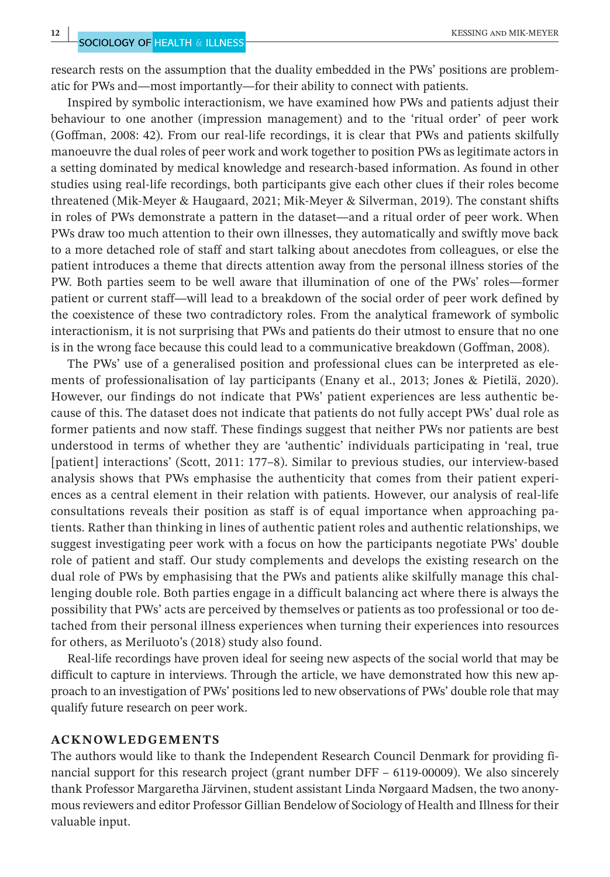research rests on the assumption that the duality embedded in the PWs' positions are problematic for PWs and—most importantly—for their ability to connect with patients.

Inspired by symbolic interactionism, we have examined how PWs and patients adjust their behaviour to one another (impression management) and to the 'ritual order' of peer work (Goffman, 2008: 42). From our real-life recordings, it is clear that PWs and patients skilfully manoeuvre the dual roles of peer work and work together to position PWs as legitimate actors in a setting dominated by medical knowledge and research-based information. As found in other studies using real-life recordings, both participants give each other clues if their roles become threatened (Mik-Meyer & Haugaard, 2021; Mik-Meyer & Silverman, 2019). The constant shifts in roles of PWs demonstrate a pattern in the dataset—and a ritual order of peer work. When PWs draw too much attention to their own illnesses, they automatically and swiftly move back to a more detached role of staff and start talking about anecdotes from colleagues, or else the patient introduces a theme that directs attention away from the personal illness stories of the PW. Both parties seem to be well aware that illumination of one of the PWs' roles—former patient or current staff—will lead to a breakdown of the social order of peer work defined by the coexistence of these two contradictory roles. From the analytical framework of symbolic interactionism, it is not surprising that PWs and patients do their utmost to ensure that no one is in the wrong face because this could lead to a communicative breakdown (Goffman, 2008).

The PWs' use of a generalised position and professional clues can be interpreted as elements of professionalisation of lay participants (Enany et al., 2013; Jones & Pietilä, 2020). However, our findings do not indicate that PWs' patient experiences are less authentic because of this. The dataset does not indicate that patients do not fully accept PWs' dual role as former patients and now staff. These findings suggest that neither PWs nor patients are best understood in terms of whether they are 'authentic' individuals participating in 'real, true [patient] interactions' (Scott, 2011: 177–8). Similar to previous studies, our interview-based analysis shows that PWs emphasise the authenticity that comes from their patient experiences as a central element in their relation with patients. However, our analysis of real-life consultations reveals their position as staff is of equal importance when approaching patients. Rather than thinking in lines of authentic patient roles and authentic relationships, we suggest investigating peer work with a focus on how the participants negotiate PWs' double role of patient and staff. Our study complements and develops the existing research on the dual role of PWs by emphasising that the PWs and patients alike skilfully manage this challenging double role. Both parties engage in a difficult balancing act where there is always the possibility that PWs' acts are perceived by themselves or patients as too professional or too detached from their personal illness experiences when turning their experiences into resources for others, as Meriluoto's (2018) study also found.

Real-life recordings have proven ideal for seeing new aspects of the social world that may be difficult to capture in interviews. Through the article, we have demonstrated how this new approach to an investigation of PWs' positions led to new observations of PWs' double role that may qualify future research on peer work.

## ACKNOWLEDGEMENTS

The authors would like to thank the Independent Research Council Denmark for providing financial support for this research project (grant number DFF – 6119-00009). We also sincerely thank Professor Margaretha Järvinen, student assistant Linda Nørgaard Madsen, the two anonymous reviewers and editor Professor Gillian Bendelow of Sociology of Health and Illness for their valuable input.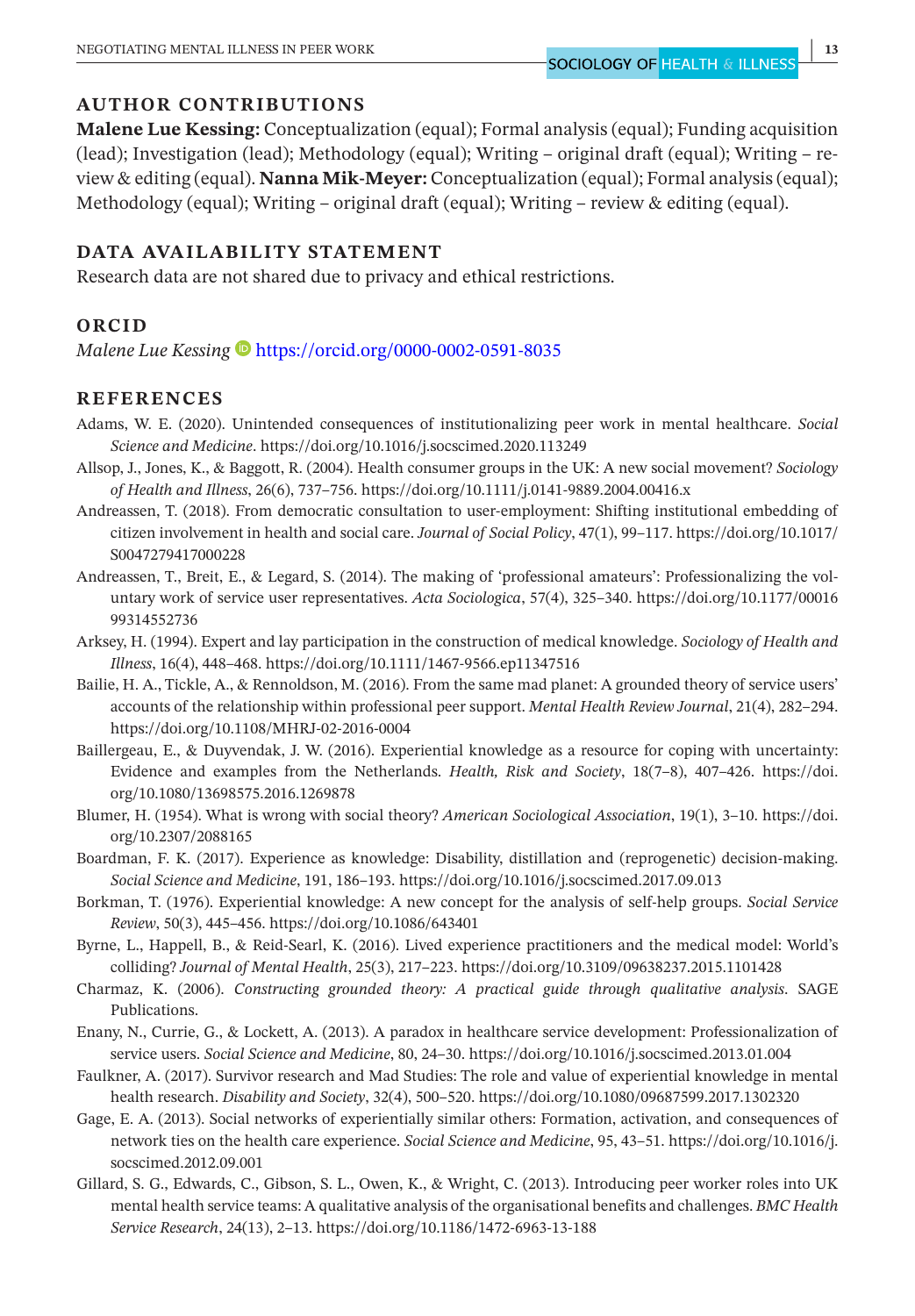## AUTHOR CONTRIBUTIONS

**Malene Lue Kessing:** Conceptualization (equal); Formal analysis (equal); Funding acquisition (lead); Investigation (lead); Methodology (equal); Writing – original draft (equal); Writing – review & editing (equal). **Nanna Mik-Meyer:** Conceptualization (equal); Formal analysis (equal); Methodology (equal); Writing – original draft (equal); Writing – review & editing (equal).

## DATA AVAILABILITY STATEMENT

Research data are not shared due to privacy and ethical restrictions.

## ORCID

*Malene Lue Kessing* https://orcid.org/0000-0002-0591-8035

## REFERENCES

Adams, W. E. (2020). Unintended consequences of institutionalizing peer work in mental healthcare. *Social Science and Medicine*. https://doi.org/10.1016/j.socscimed.2020.113249

Allsop, J., Jones, K., & Baggott, R. (2004). Health consumer groups in the UK: A new social movement? *Sociology of Health and Illness*, 26(6), 737–756. https://doi.org/10.1111/j.0141-9889.2004.00416.x

Andreassen, T. (2018). From democratic consultation to user-employment: Shifting institutional embedding of citizen involvement in health and social care. *Journal of Social Policy*, 47(1), 99–117. https://doi.org/10.1017/S0047279417000228

Andreassen, T., Breit, E., & Legard, S. (2014). The making of 'professional amateurs': Professionalizing the voluntary work of service user representatives. *Acta Sociologica*, 57(4), 325–340. https://doi.org/10.1177/0001699314552736

Arksey, H. (1994). Expert and lay participation in the construction of medical knowledge. *Sociology of Health and Illness*, 16(4), 448–468. https://doi.org/10.1111/1467-9566.ep11347516

Bailie, H. A., Tickle, A., & Rennoldson, M. (2016). From the same mad planet: A grounded theory of service users' accounts of the relationship within professional peer support. *Mental Health Review Journal*, 21(4), 282–294. https://doi.org/10.1108/MHRJ-02-2016-0004

Baillergeau, E., & Duyvendak, J. W. (2016). Experiential knowledge as a resource for coping with uncertainty: Evidence and examples from the Netherlands. *Health, Risk and Society*, 18(7–8), 407–426. https://doi.org/10.1080/13698575.2016.1269878

Blumer, H. (1954). What is wrong with social theory? *American Sociological Association*, 19(1), 3–10. https://doi.org/10.2307/2088165

Boardman, F. K. (2017). Experience as knowledge: Disability, distillation and (reprogenetic) decision-making. *Social Science and Medicine*, 191, 186–193. https://doi.org/10.1016/j.socscimed.2017.09.013

Borkman, T. (1976). Experiential knowledge: A new concept for the analysis of self-help groups. *Social Service Review*, 50(3), 445–456. https://doi.org/10.1086/643401

Byrne, L., Happell, B., & Reid-Searl, K. (2016). Lived experience practitioners and the medical model: World's colliding? *Journal of Mental Health*, 25(3), 217–223. https://doi.org/10.3109/09638237.2015.1101428

Charmaz, K. (2006). *Constructing grounded theory: A practical guide through qualitative analysis*. SAGE Publications.

Enany, N., Currie, G., & Lockett, A. (2013). A paradox in healthcare service development: Professionalization of service users. *Social Science and Medicine*, 80, 24–30. https://doi.org/10.1016/j.socscimed.2013.01.004

Faulkner, A. (2017). Survivor research and Mad Studies: The role and value of experiential knowledge in mental health research. *Disability and Society*, 32(4), 500–520. https://doi.org/10.1080/09687599.2017.1302320

Gage, E. A. (2013). Social networks of experientially similar others: Formation, activation, and consequences of network ties on the health care experience. *Social Science and Medicine*, 95, 43–51. https://doi.org/10.1016/j.socscimed.2012.09.001

Gillard, S. G., Edwards, C., Gibson, S. L., Owen, K., & Wright, C. (2013). Introducing peer worker roles into UK mental health service teams: A qualitative analysis of the organisational benefits and challenges. *BMC Health Service Research*, 24(13), 2–13. https://doi.org/10.1186/1472-6963-13-188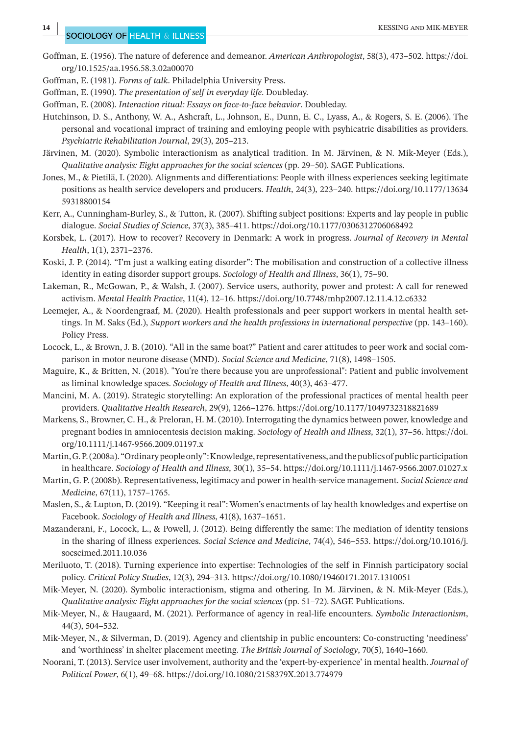Goffman, E. (1956). The nature of deference and demeanor. *American Anthropologist*, 58(3), 473–502. https://doi.org/10.1525/aa.1956.58.3.02a00070

Goffman, E. (1981). *Forms of talk*. Philadelphia University Press.

Goffman, E. (1990). *The presentation of self in everyday life*. Doubleday.

Goffman, E. (2008). *Interaction ritual: Essays on face-to-face behavior*. Doubleday.

Hutchinson, D. S., Anthony, W. A., Ashcraft, L., Johnson, E., Dunn, E. C., Lyass, A., & Rogers, S. E. (2006). The personal and vocational impact of training and emloying people with psyhicatric disabilities as providers. *Psychiatric Rehabilitation Journal*, 29(3), 205–213.

Järvinen, M. (2020). Symbolic interactionism as analytical tradition. In M. Järvinen, & N. Mik-Meyer (Eds.), *Qualitative analysis: Eight approaches for the social sciences* (pp. 29–50). SAGE Publications.

Jones, M., & Pietilä, I. (2020). Alignments and differentiations: People with illness experiences seeking legitimate positions as health service developers and producers. *Health*, 24(3), 223–240. https://doi.org/10.1177/1363459318800154

Kerr, A., Cunningham-Burley, S., & Tutton, R. (2007). Shifting subject positions: Experts and lay people in public dialogue. *Social Studies of Science*, 37(3), 385–411. https://doi.org/10.1177/0306312706068492

Korsbek, L. (2017). How to recover? Recovery in Denmark: A work in progress. *Journal of Recovery in Mental Health*, 1(1), 2371–2376.

Koski, J. P. (2014). "I'm just a walking eating disorder": The mobilisation and construction of a collective illness identity in eating disorder support groups. *Sociology of Health and Illness*, 36(1), 75–90.

Lakeman, R., McGowan, P., & Walsh, J. (2007). Service users, authority, power and protest: A call for renewed activism. *Mental Health Practice*, 11(4), 12–16. https://doi.org/10.7748/mhp2007.12.11.4.12.c6332

Leemejer, A., & Noordengraaf, M. (2020). Health professionals and peer support workers in mental health settings. In M. Saks (Ed.), *Support workers and the health professions in international perspective* (pp. 143–160). Policy Press.

Locock, L., & Brown, J. B. (2010). "All in the same boat?" Patient and carer attitudes to peer work and social comparison in motor neurone disease (MND). *Social Science and Medicine*, 71(8), 1498–1505.

Maguire, K., & Britten, N. (2018). "You're there because you are unprofessional": Patient and public involvement as liminal knowledge spaces. *Sociology of Health and Illness*, 40(3), 463–477.

Mancini, M. A. (2019). Strategic storytelling: An exploration of the professional practices of mental health peer providers. *Qualitative Health Research*, 29(9), 1266–1276. https://doi.org/10.1177/1049732318821689

Markens, S., Browner, C. H., & Preloran, H. M. (2010). Interrogating the dynamics between power, knowledge and pregnant bodies in amniocentesis decision making. *Sociology of Health and Illness*, 32(1), 37–56. https://doi.org/10.1111/j.1467-9566.2009.01197.x

Martin, G. P. (2008a). "Ordinary people only": Knowledge, representativeness, and the publics of public participation in healthcare. *Sociology of Health and Illness*, 30(1), 35–54. https://doi.org/10.1111/j.1467-9566.2007.01027.x

Martin, G. P. (2008b). Representativeness, legitimacy and power in health-service management. *Social Science and Medicine*, 67(11), 1757–1765.

Maslen, S., & Lupton, D. (2019). "Keeping it real": Women's enactments of lay health knowledges and expertise on Facebook. *Sociology of Health and Illness*, 41(8), 1637–1651.

Mazanderani, F., Locock, L., & Powell, J. (2012). Being differently the same: The mediation of identity tensions in the sharing of illness experiences. *Social Science and Medicine*, 74(4), 546–553. https://doi.org/10.1016/j.socscimed.2011.10.036

Meriluoto, T. (2018). Turning experience into expertise: Technologies of the self in Finnish participatory social policy. *Critical Policy Studies*, 12(3), 294–313. https://doi.org/10.1080/19460171.2017.1310051

Mik-Meyer, N. (2020). Symbolic interactionism, stigma and othering. In M. Järvinen, & N. Mik-Meyer (Eds.), *Qualitative analysis: Eight approaches for the social sciences* (pp. 51–72). SAGE Publications.

Mik-Meyer, N., & Haugaard, M. (2021). Performance of agency in real-life encounters. *Symbolic Interactionism*, 44(3), 504–532.

Mik-Meyer, N., & Silverman, D. (2019). Agency and clientship in public encounters: Co-constructing 'neediness' and 'worthiness' in shelter placement meeting. *The British Journal of Sociology*, 70(5), 1640–1660.

Noorani, T. (2013). Service user involvement, authority and the 'expert-by-experience' in mental health. *Journal of Political Power*, 6(1), 49–68. https://doi.org/10.1080/2158379X.2013.774979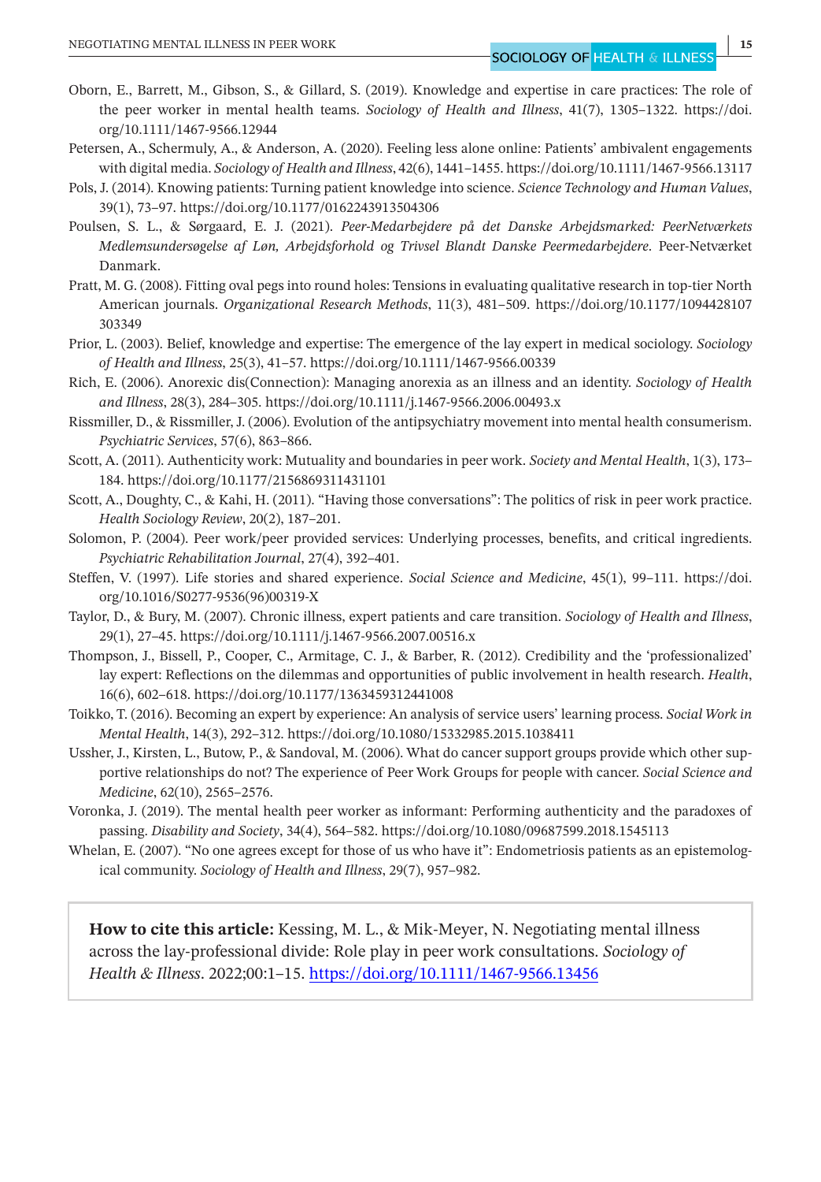Oborn, E., Barrett, M., Gibson, S., & Gillard, S. (2019). Knowledge and expertise in care practices: The role of the peer worker in mental health teams. *Sociology of Health and Illness*, 41(7), 1305–1322. https://doi.org/10.1111/1467-9566.12944

Petersen, A., Schermuly, A., & Anderson, A. (2020). Feeling less alone online: Patients' ambivalent engagements with digital media. *Sociology of Health and Illness*, 42(6), 1441–1455. https://doi.org/10.1111/1467-9566.13117

Pols, J. (2014). Knowing patients: Turning patient knowledge into science. *Science Technology and Human Values*, 39(1), 73–97. https://doi.org/10.1177/0162243913504306

Poulsen, S. L., & Sørgaard, E. J. (2021). *Peer-Medarbejdere på det Danske Arbejdsmarked: PeerNetværkets Medlemsundersøgelse af Løn, Arbejdsforhold og Trivsel Blandt Danske Peermedarbejdere*. Peer-Netværket Danmark.

Pratt, M. G. (2008). Fitting oval pegs into round holes: Tensions in evaluating qualitative research in top-tier North American journals. *Organizational Research Methods*, 11(3), 481–509. https://doi.org/10.1177/1094428107303349

Prior, L. (2003). Belief, knowledge and expertise: The emergence of the lay expert in medical sociology. *Sociology of Health and Illness*, 25(3), 41–57. https://doi.org/10.1111/1467-9566.00339

Rich, E. (2006). Anorexic dis(Connection): Managing anorexia as an illness and an identity. *Sociology of Health and Illness*, 28(3), 284–305. https://doi.org/10.1111/j.1467-9566.2006.00493.x

Rissmiller, D., & Rissmiller, J. (2006). Evolution of the antipsychiatry movement into mental health consumerism. *Psychiatric Services*, 57(6), 863–866.

Scott, A. (2011). Authenticity work: Mutuality and boundaries in peer work. *Society and Mental Health*, 1(3), 173–184. https://doi.org/10.1177/2156869311431101

Scott, A., Doughty, C., & Kahi, H. (2011). "Having those conversations": The politics of risk in peer work practice. *Health Sociology Review*, 20(2), 187–201.

Solomon, P. (2004). Peer work/peer provided services: Underlying processes, benefits, and critical ingredients. *Psychiatric Rehabilitation Journal*, 27(4), 392–401.

Steffen, V. (1997). Life stories and shared experience. *Social Science and Medicine*, 45(1), 99–111. https://doi.org/10.1016/S0277-9536(96)00319-X

Taylor, D., & Bury, M. (2007). Chronic illness, expert patients and care transition. *Sociology of Health and Illness*, 29(1), 27–45. https://doi.org/10.1111/j.1467-9566.2007.00516.x

Thompson, J., Bissell, P., Cooper, C., Armitage, C. J., & Barber, R. (2012). Credibility and the 'professionalized' lay expert: Reflections on the dilemmas and opportunities of public involvement in health research. *Health*, 16(6), 602–618. https://doi.org/10.1177/1363459312441008

Toikko, T. (2016). Becoming an expert by experience: An analysis of service users' learning process. *Social Work in Mental Health*, 14(3), 292–312. https://doi.org/10.1080/15332985.2015.1038411

Ussher, J., Kirsten, L., Butow, P., & Sandoval, M. (2006). What do cancer support groups provide which other supportive relationships do not? The experience of Peer Work Groups for people with cancer. *Social Science and Medicine*, 62(10), 2565–2576.

Voronka, J. (2019). The mental health peer worker as informant: Performing authenticity and the paradoxes of passing. *Disability and Society*, 34(4), 564–582. https://doi.org/10.1080/09687599.2018.1545113

Whelan, E. (2007). "No one agrees except for those of us who have it": Endometriosis patients as an epistemological community. *Sociology of Health and Illness*, 29(7), 957–982.

**How to cite this article:** Kessing, M. L., & Mik-Meyer, N. Negotiating mental illness across the lay-professional divide: Role play in peer work consultations. *Sociology of Health & Illness*. 2022;00:1–15. https://doi.org/10.1111/1467-9566.13456